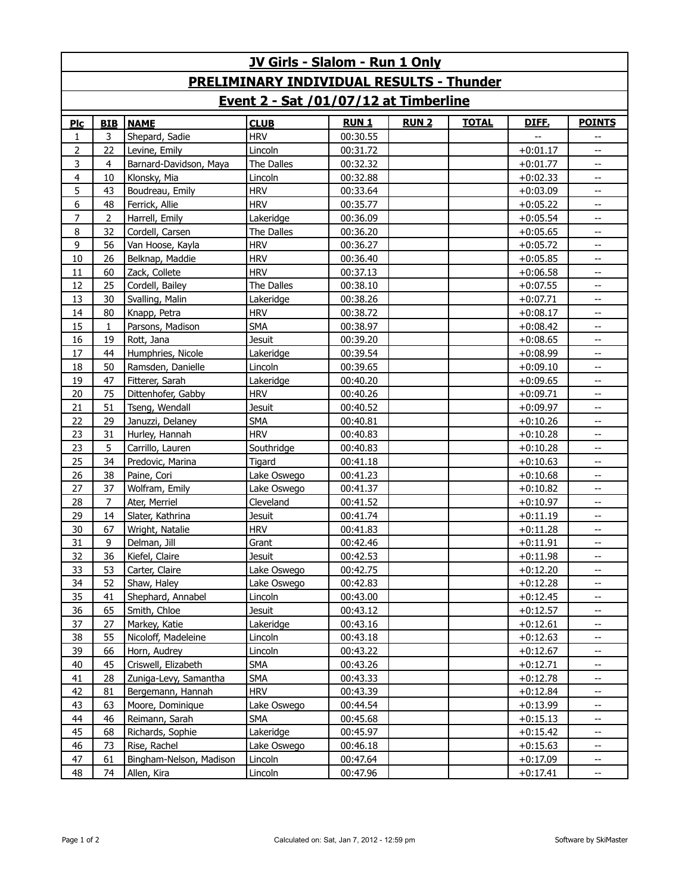# JV Girls - Slalom - Run 1 Only

## PRELIMINARY INDIVIDUAL RESULTS - Thunder

## Event 2 - Sat /01/07/12 at Timberline

| Plc | BIB | NAME | CLUB | RUN 1 | RUN 2 | TOTAL | DIFF. | POINTS |
|---|---|---|---|---|---|---|---|---|
| 1 | 3 | Shepard, Sadie | HRV | 00:30.55 | | | -- | -- |
| 2 | 22 | Levine, Emily | Lincoln | 00:31.72 | | | +0:01.17 | -- |
| 3 | 4 | Barnard-Davidson, Maya | The Dalles | 00:32.32 | | | +0:01.77 | -- |
| 4 | 10 | Klonsky, Mia | Lincoln | 00:32.88 | | | +0:02.33 | -- |
| 5 | 43 | Boudreau, Emily | HRV | 00:33.64 | | | +0:03.09 | -- |
| 6 | 48 | Ferrick, Allie | HRV | 00:35.77 | | | +0:05.22 | -- |
| 7 | 2 | Harrell, Emily | Lakeridge | 00:36.09 | | | +0:05.54 | -- |
| 8 | 32 | Cordell, Carsen | The Dalles | 00:36.20 | | | +0:05.65 | -- |
| 9 | 56 | Van Hoose, Kayla | HRV | 00:36.27 | | | +0:05.72 | -- |
| 10 | 26 | Belknap, Maddie | HRV | 00:36.40 | | | +0:05.85 | -- |
| 11 | 60 | Zack, Collete | HRV | 00:37.13 | | | +0:06.58 | -- |
| 12 | 25 | Cordell, Bailey | The Dalles | 00:38.10 | | | +0:07.55 | -- |
| 13 | 30 | Svalling, Malin | Lakeridge | 00:38.26 | | | +0:07.71 | -- |
| 14 | 80 | Knapp, Petra | HRV | 00:38.72 | | | +0:08.17 | -- |
| 15 | 1 | Parsons, Madison | SMA | 00:38.97 | | | +0:08.42 | -- |
| 16 | 19 | Rott, Jana | Jesuit | 00:39.20 | | | +0:08.65 | -- |
| 17 | 44 | Humphries, Nicole | Lakeridge | 00:39.54 | | | +0:08.99 | -- |
| 18 | 50 | Ramsden, Danielle | Lincoln | 00:39.65 | | | +0:09.10 | -- |
| 19 | 47 | Fitterer, Sarah | Lakeridge | 00:40.20 | | | +0:09.65 | -- |
| 20 | 75 | Dittenhofer, Gabby | HRV | 00:40.26 | | | +0:09.71 | -- |
| 21 | 51 | Tseng, Wendall | Jesuit | 00:40.52 | | | +0:09.97 | -- |
| 22 | 29 | Januzzi, Delaney | SMA | 00:40.81 | | | +0:10.26 | -- |
| 23 | 31 | Hurley, Hannah | HRV | 00:40.83 | | | +0:10.28 | -- |
| 23 | 5 | Carrillo, Lauren | Southridge | 00:40.83 | | | +0:10.28 | -- |
| 25 | 34 | Predovic, Marina | Tigard | 00:41.18 | | | +0:10.63 | -- |
| 26 | 38 | Paine, Cori | Lake Oswego | 00:41.23 | | | +0:10.68 | -- |
| 27 | 37 | Wolfram, Emily | Lake Oswego | 00:41.37 | | | +0:10.82 | -- |
| 28 | 7 | Ater, Merriel | Cleveland | 00:41.52 | | | +0:10.97 | -- |
| 29 | 14 | Slater, Kathrina | Jesuit | 00:41.74 | | | +0:11.19 | -- |
| 30 | 67 | Wright, Natalie | HRV | 00:41.83 | | | +0:11.28 | -- |
| 31 | 9 | Delman, Jill | Grant | 00:42.46 | | | +0:11.91 | -- |
| 32 | 36 | Kiefel, Claire | Jesuit | 00:42.53 | | | +0:11.98 | -- |
| 33 | 53 | Carter, Claire | Lake Oswego | 00:42.75 | | | +0:12.20 | -- |
| 34 | 52 | Shaw, Haley | Lake Oswego | 00:42.83 | | | +0:12.28 | -- |
| 35 | 41 | Shephard, Annabel | Lincoln | 00:43.00 | | | +0:12.45 | -- |
| 36 | 65 | Smith, Chloe | Jesuit | 00:43.12 | | | +0:12.57 | -- |
| 37 | 27 | Markey, Katie | Lakeridge | 00:43.16 | | | +0:12.61 | -- |
| 38 | 55 | Nicoloff, Madeleine | Lincoln | 00:43.18 | | | +0:12.63 | -- |
| 39 | 66 | Horn, Audrey | Lincoln | 00:43.22 | | | +0:12.67 | -- |
| 40 | 45 | Criswell, Elizabeth | SMA | 00:43.26 | | | +0:12.71 | -- |
| 41 | 28 | Zuniga-Levy, Samantha | SMA | 00:43.33 | | | +0:12.78 | -- |
| 42 | 81 | Bergemann, Hannah | HRV | 00:43.39 | | | +0:12.84 | -- |
| 43 | 63 | Moore, Dominique | Lake Oswego | 00:44.54 | | | +0:13.99 | -- |
| 44 | 46 | Reimann, Sarah | SMA | 00:45.68 | | | +0:15.13 | -- |
| 45 | 68 | Richards, Sophie | Lakeridge | 00:45.97 | | | +0:15.42 | -- |
| 46 | 73 | Rise, Rachel | Lake Oswego | 00:46.18 | | | +0:15.63 | -- |
| 47 | 61 | Bingham-Nelson, Madison | Lincoln | 00:47.64 | | | +0:17.09 | -- |
| 48 | 74 | Allen, Kira | Lincoln | 00:47.96 | | | +0:17.41 | -- |

Calculated on: Sat, Jan 7, 2012 - 12:59 pm

Software by SkiMaster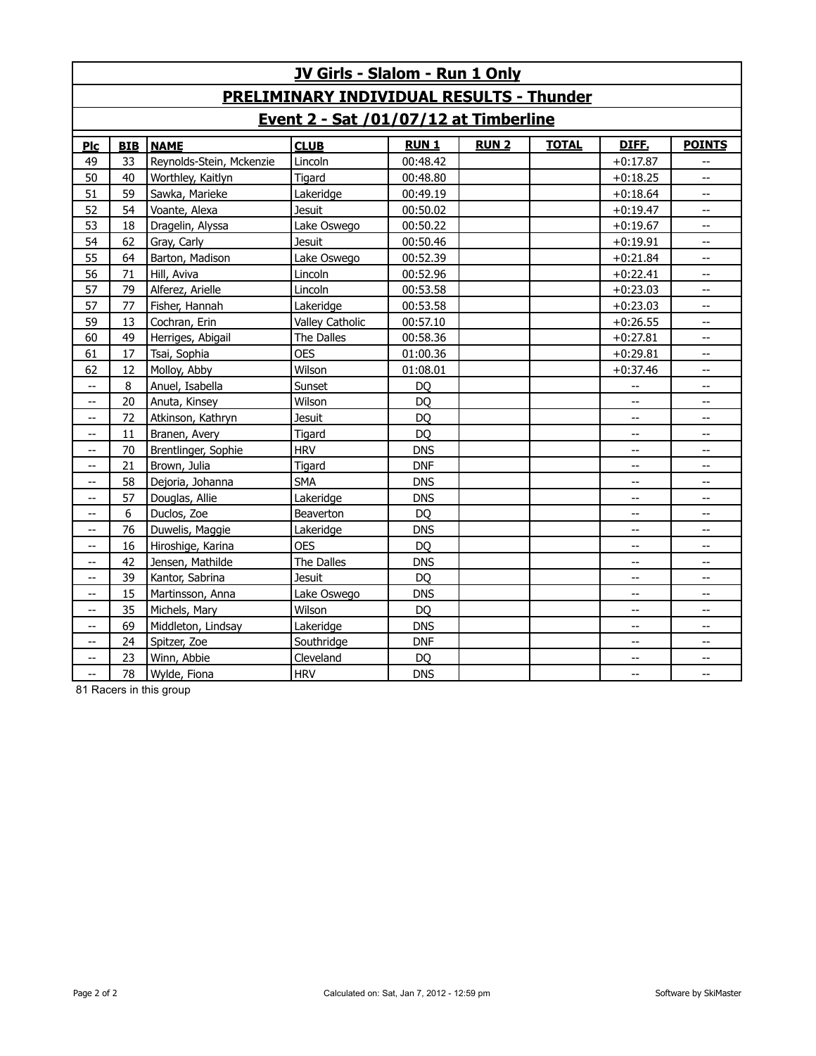# JV Girls - Slalom - Run 1 Only

## PRELIMINARY INDIVIDUAL RESULTS - Thunder

## Event 2 - Sat /01/07/12 at Timberline

| Plc | BIB | NAME | CLUB | RUN 1 | RUN 2 | TOTAL | DIFF. | POINTS |
|---|---|---|---|---|---|---|---|---|
| 49 | 33 | Reynolds-Stein, Mckenzie | Lincoln | 00:48.42 | | | +0:17.87 | -- |
| 50 | 40 | Worthley, Kaitlyn | Tigard | 00:48.80 | | | +0:18.25 | -- |
| 51 | 59 | Sawka, Marieke | Lakeridge | 00:49.19 | | | +0:18.64 | -- |
| 52 | 54 | Voante, Alexa | Jesuit | 00:50.02 | | | +0:19.47 | -- |
| 53 | 18 | Dragelin, Alyssa | Lake Oswego | 00:50.22 | | | +0:19.67 | -- |
| 54 | 62 | Gray, Carly | Jesuit | 00:50.46 | | | +0:19.91 | -- |
| 55 | 64 | Barton, Madison | Lake Oswego | 00:52.39 | | | +0:21.84 | -- |
| 56 | 71 | Hill, Aviva | Lincoln | 00:52.96 | | | +0:22.41 | -- |
| 57 | 79 | Alferez, Arielle | Lincoln | 00:53.58 | | | +0:23.03 | -- |
| 57 | 77 | Fisher, Hannah | Lakeridge | 00:53.58 | | | +0:23.03 | -- |
| 59 | 13 | Cochran, Erin | Valley Catholic | 00:57.10 | | | +0:26.55 | -- |
| 60 | 49 | Herriges, Abigail | The Dalles | 00:58.36 | | | +0:27.81 | -- |
| 61 | 17 | Tsai, Sophia | OES | 01:00.36 | | | +0:29.81 | -- |
| 62 | 12 | Molloy, Abby | Wilson | 01:08.01 | | | +0:37.46 | -- |
| -- | 8 | Anuel, Isabella | Sunset | DQ | | | -- | -- |
| -- | 20 | Anuta, Kinsey | Wilson | DQ | | | -- | -- |
| -- | 72 | Atkinson, Kathryn | Jesuit | DQ | | | -- | -- |
| -- | 11 | Branen, Avery | Tigard | DQ | | | -- | -- |
| -- | 70 | Brentlinger, Sophie | HRV | DNS | | | -- | -- |
| -- | 21 | Brown, Julia | Tigard | DNF | | | -- | -- |
| -- | 58 | Dejoria, Johanna | SMA | DNS | | | -- | -- |
| -- | 57 | Douglas, Allie | Lakeridge | DNS | | | -- | -- |
| -- | 6 | Duclos, Zoe | Beaverton | DQ | | | -- | -- |
| -- | 76 | Duwelis, Maggie | Lakeridge | DNS | | | -- | -- |
| -- | 16 | Hiroshige, Karina | OES | DQ | | | -- | -- |
| -- | 42 | Jensen, Mathilde | The Dalles | DNS | | | -- | -- |
| -- | 39 | Kantor, Sabrina | Jesuit | DQ | | | -- | -- |
| -- | 15 | Martinsson, Anna | Lake Oswego | DNS | | | -- | -- |
| -- | 35 | Michels, Mary | Wilson | DQ | | | -- | -- |
| -- | 69 | Middleton, Lindsay | Lakeridge | DNS | | | -- | -- |
| -- | 24 | Spitzer, Zoe | Southridge | DNF | | | -- | -- |
| -- | 23 | Winn, Abbie | Cleveland | DQ | | | -- | -- |
| -- | 78 | Wylde, Fiona | HRV | DNS | | | -- | -- |

81 Racers in this group

Calculated on: Sat, Jan 7, 2012 - 12:59 pm

Software by SkiMaster